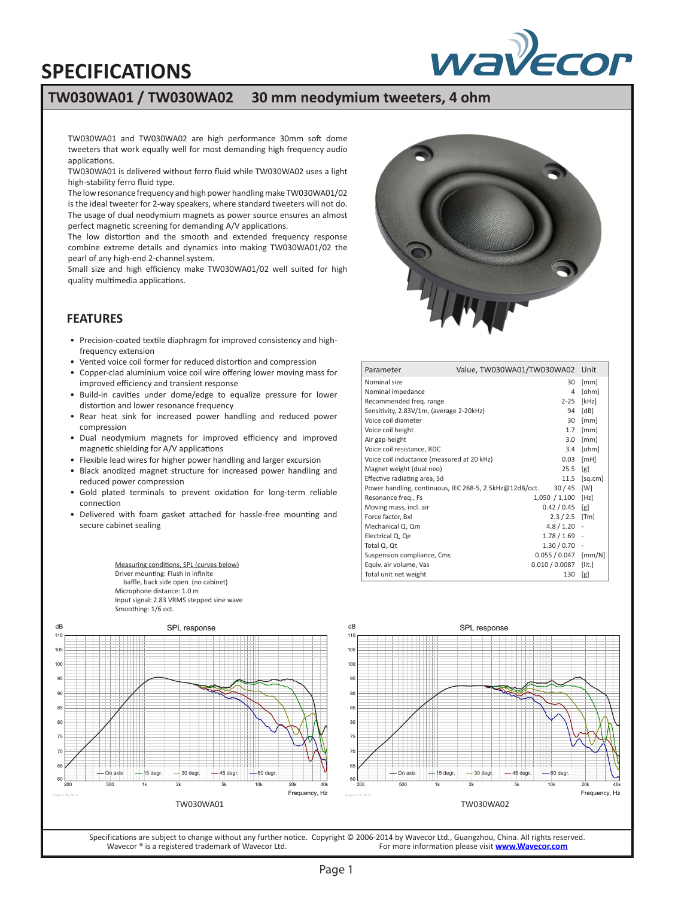# SPECIFICATIONS

## TW030WA01 / TW030WA02 30 mm neodymium tweeters, 4 ohm

TW030WA01 and TW030WA02 are high performance 30mm soft dome tweeters that work equally well for most demanding high frequency audio applications.

TW030WA01 is delivered without ferro fluid while TW030WA02 uses a light high-stability ferro fluid type.

The low resonance frequency and high power handling make TW030WA01/02 is the ideal tweeter for 2-way speakers, where standard tweeters will not do. The usage of dual neodymium magnets as power source ensures an almost perfect magnetic screening for demanding A/V applications.

The low distortion and the smooth and extended frequency response combine extreme details and dynamics into making TW030WA01/02 the pearl of any high-end 2-channel system.

Small size and high efficiency make TW030WA01/02 well suited for high quality multimedia applications.

## FEATURES

- Precision-coated textile diaphragm for improved consistency and high-frequency extension
- Vented voice coil former for reduced distortion and compression
- Copper-clad aluminium voice coil wire offering lower moving mass for improved efficiency and transient response
- Build-in cavities under dome/edge to equalize pressure for lower distortion and lower resonance frequency
- Rear heat sink for increased power handling and reduced power compression
- Dual neodymium magnets for improved efficiency and improved magnetic shielding for A/V applications
- Flexible lead wires for higher power handling and larger excursion
- Black anodized magnet structure for increased power handling and reduced power compression
- Gold plated terminals to prevent oxidation for long-term reliable connection
- Delivered with foam gasket attached for hassle-free mounting and secure cabinet sealing

| Parameter | Value, TW030WA01/TW030WA02 | Unit |
|---|---|---|
| Nominal size | 30 | [mm] |
| Nominal impedance | 4 | [ohm] |
| Recommended freq. range | 2-25 | [kHz] |
| Sensitivity, 2.83V/1m, (average 2-20kHz) | 94 | [dB] |
| Voice coil diameter | 30 | [mm] |
| Voice coil height | 1.7 | [mm] |
| Air gap height | 3.0 | [mm] |
| Voice coil resistance, RDC | 3.4 | [ohm] |
| Voice coil inductance (measured at 20 kHz) | 0.03 | [mH] |
| Magnet weight (dual neo) | 25.5 | [g] |
| Effective radiating area, Sd | 11.5 | [sq.cm] |
| Power handling, continuous, IEC 268-5, 2.5kHz@12dB/oct. | 30 / 45 | [W] |
| Resonance freq., Fs | 1,050 / 1,100 | [Hz] |
| Moving mass, incl. air | 0.42 / 0.45 | [g] |
| Force factor, Bxl | 2.3 / 2.5 | [Tm] |
| Mechanical Q, Qm | 4.8 / 1.20 | - |
| Electrical Q, Qe | 1.78 / 1.69 | - |
| Total Q, Qt | 1.30 / 0.70 | - |
| Suspension compliance, Cms | 0.055 / 0.047 | [mm/N] |
| Equiv. air volume, Vas | 0.010 / 0.0087 | [lit.] |
| Total unit net weight | 130 | [g] |

Measuring conditions, SPL (curves below)
Driver mounting: Flush in infinite baffle, back side open (no cabinet)
Microphone distance: 1.0 m
Input signal: 2.83 VRMS stepped sine wave
Smoothing: 1/6 oct.

SPL response — TW030WA01

SPL response — TW030WA02

Specifications are subject to change without any further notice. Copyright © 2006-2014 by Wavecor Ltd., Guangzhou, China. All rights reserved.
Wavecor ® is a registered trademark of Wavecor Ltd. For more information please visit www.Wavecor.com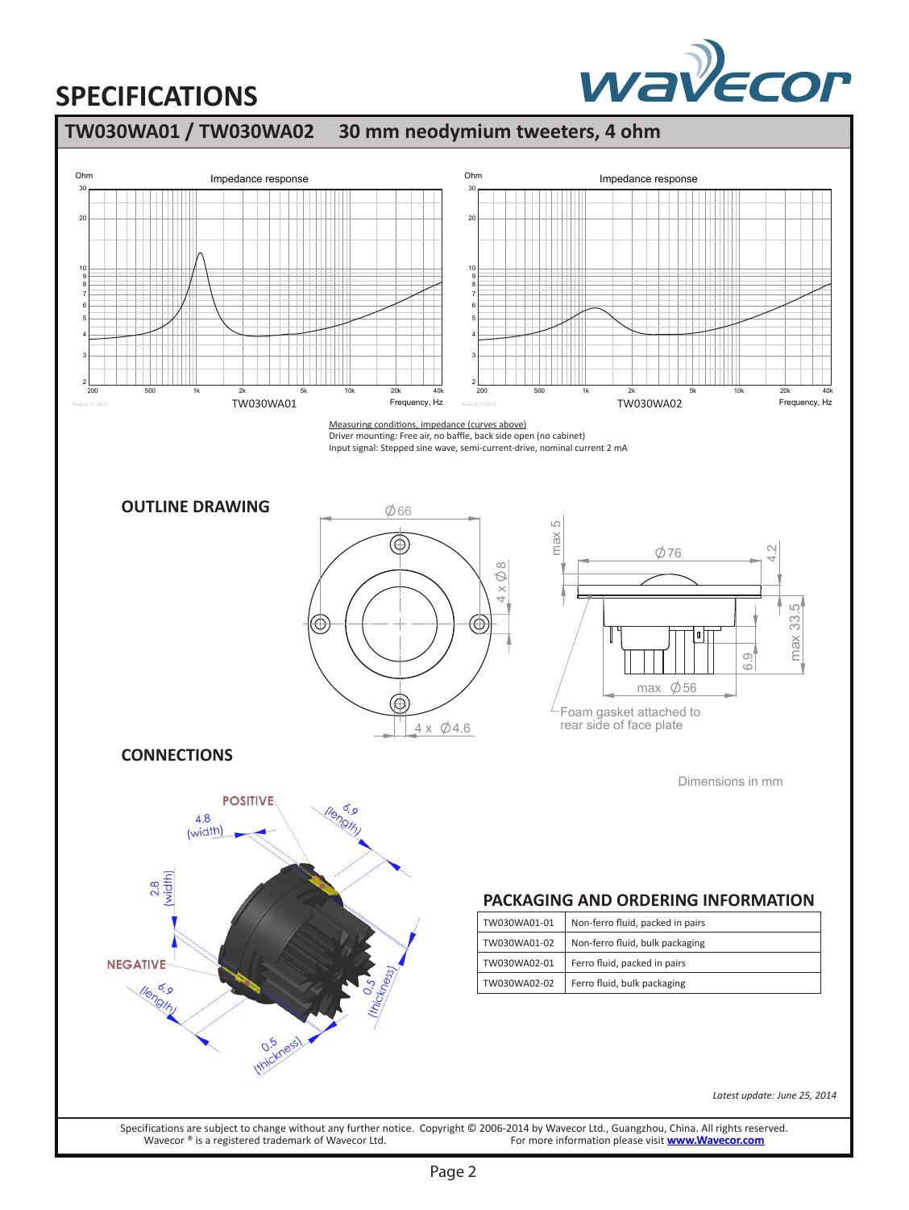# SPECIFICATIONS

## TW030WA01 / TW030WA02 30 mm neodymium tweeters, 4 ohm

Impedance response

Ohm

30
20
10
9
8
7
6
5
4
3
2

200 500 1k 2k 5k 10k 20k 40k

Frequency, Hz

TW030WA01

Impedance response

Ohm

30
20
10
9
8
7
6
5
4
3
2

200 500 1k 2k 5k 10k 20k 40k

Frequency, Hz

TW030WA02

Measuring conditions, impedance (curves above)
Driver mounting: Free air, no baffle, back side open (no cabinet)
Input signal: Stepped sine wave, semi-current-drive, nominal current 2 mA

### OUTLINE DRAWING

Ø66

4 x Ø8

4 x Ø4.6

max 5

Ø76

4.2

max 33.5

6.9

max Ø56

Foam gasket attached to rear side of face plate

Dimensions in mm

### CONNECTIONS

POSITIVE

NEGATIVE

4.8 (width)

6.9 (length)

2.8 (width)

0.5 (thickness)

6.9 (length)

0.5 (thickness)

### PACKAGING AND ORDERING INFORMATION

| | |
|---|---|
| TW030WA01-01 | Non-ferro fluid, packed in pairs |
| TW030WA01-02 | Non-ferro fluid, bulk packaging |
| TW030WA02-01 | Ferro fluid, packed in pairs |
| TW030WA02-02 | Ferro fluid, bulk packaging |

*Latest update: June 25, 2014*

Specifications are subject to change without any further notice. Copyright © 2006-2014 by Wavecor Ltd., Guangzhou, China. All rights reserved.
Wavecor ® is a registered trademark of Wavecor Ltd. For more information please visit **www.Wavecor.com**